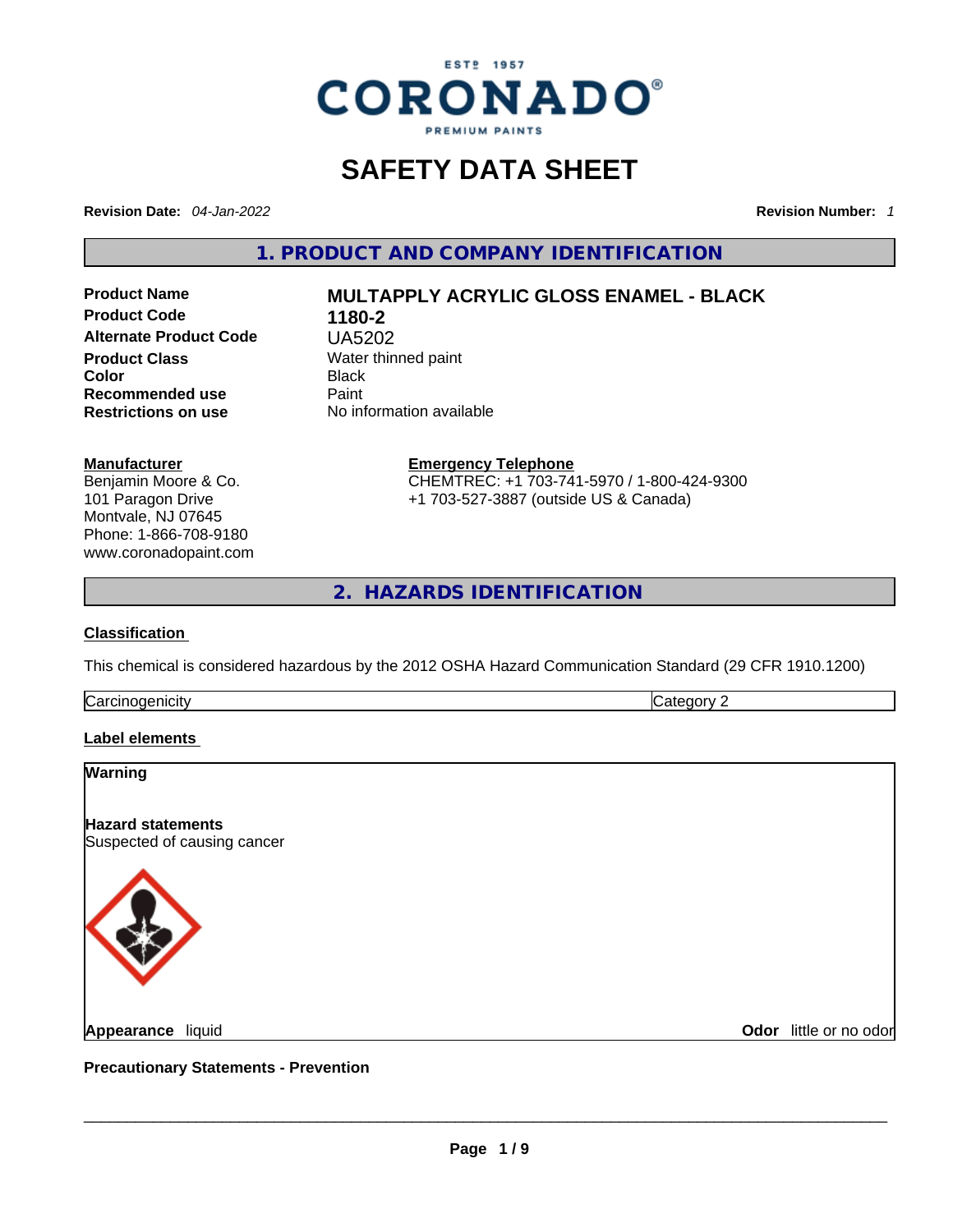CORONADO® PREMIUM PAINTS — ESTº 1957

# SAFETY DATA SHEET

**Revision Date:** *04-Jan-2022* **Revision Number:** *1*

## 1. PRODUCT AND COMPANY IDENTIFICATION

| | |
|---|---|
| **Product Name** | **MULTAPPLY ACRYLIC GLOSS ENAMEL - BLACK** |
| **Product Code** | **1180-2** |
| **Alternate Product Code** | UA5202 |
| **Product Class** | Water thinned paint |
| **Color** | Black |
| **Recommended use** | Paint |
| **Restrictions on use** | No information available |

**Manufacturer**
Benjamin Moore & Co.
101 Paragon Drive
Montvale, NJ 07645
Phone: 1-866-708-9180
www.coronadopaint.com

**Emergency Telephone**
CHEMTREC: +1 703-741-5970 / 1-800-424-9300
+1 703-527-3887 (outside US & Canada)

## 2. HAZARDS IDENTIFICATION

**Classification**

This chemical is considered hazardous by the 2012 OSHA Hazard Communication Standard (29 CFR 1910.1200)

| | |
|---|---|
| Carcinogenicity | Category 2 |

**Label elements**

**Warning**

**Hazard statements**
Suspected of causing cancer

**Appearance** liquid **Odor** little or no odor

**Precautionary Statements - Prevention**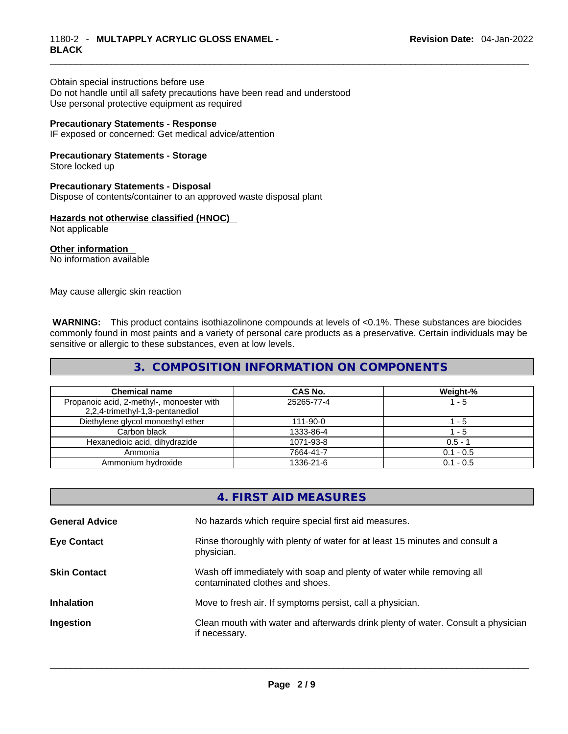Obtain special instructions before use
Do not handle until all safety precautions have been read and understood
Use personal protective equipment as required

**Precautionary Statements - Response**
IF exposed or concerned: Get medical advice/attention

**Precautionary Statements - Storage**
Store locked up

**Precautionary Statements - Disposal**
Dispose of contents/container to an approved waste disposal plant

**Hazards not otherwise classified (HNOC)**
Not applicable

**Other information**
No information available

May cause allergic skin reaction

**WARNING:** This product contains isothiazolinone compounds at levels of <0.1%. These substances are biocides commonly found in most paints and a variety of personal care products as a preservative. Certain individuals may be sensitive or allergic to these substances, even at low levels.

## 3. COMPOSITION INFORMATION ON COMPONENTS

| Chemical name | CAS No. | Weight-% |
|---|---|---|
| Propanoic acid, 2-methyl-, monoester with 2,2,4-trimethyl-1,3-pentanediol | 25265-77-4 | 1 - 5 |
| Diethylene glycol monoethyl ether | 111-90-0 | 1 - 5 |
| Carbon black | 1333-86-4 | 1 - 5 |
| Hexanedioic acid, dihydrazide | 1071-93-8 | 0.5 - 1 |
| Ammonia | 7664-41-7 | 0.1 - 0.5 |
| Ammonium hydroxide | 1336-21-6 | 0.1 - 0.5 |

## 4. FIRST AID MEASURES

**General Advice**
No hazards which require special first aid measures.

**Eye Contact**
Rinse thoroughly with plenty of water for at least 15 minutes and consult a physician.

**Skin Contact**
Wash off immediately with soap and plenty of water while removing all contaminated clothes and shoes.

**Inhalation**
Move to fresh air. If symptoms persist, call a physician.

**Ingestion**
Clean mouth with water and afterwards drink plenty of water. Consult a physician if necessary.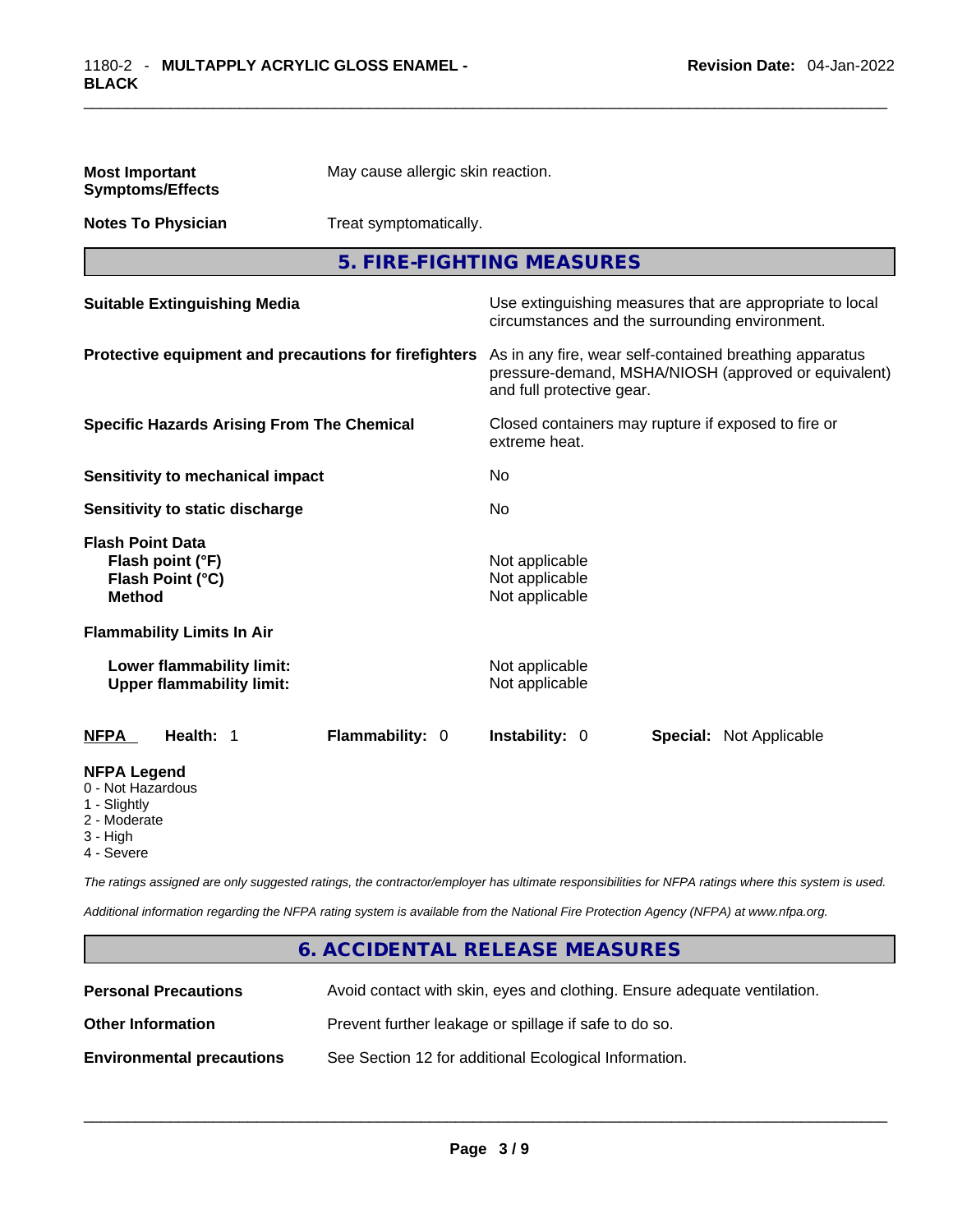**Most Important Symptoms/Effects** May cause allergic skin reaction.

**Notes To Physician** Treat symptomatically.

## 5. FIRE-FIGHTING MEASURES

**Suitable Extinguishing Media** Use extinguishing measures that are appropriate to local circumstances and the surrounding environment.

**Protective equipment and precautions for firefighters** As in any fire, wear self-contained breathing apparatus pressure-demand, MSHA/NIOSH (approved or equivalent) and full protective gear.

**Specific Hazards Arising From The Chemical** Closed containers may rupture if exposed to fire or extreme heat.

**Sensitivity to mechanical impact** No

**Sensitivity to static discharge** No

**Flash Point Data**
**Flash point (°F)** Not applicable
**Flash Point (°C)** Not applicable
**Method** Not applicable

**Flammability Limits In Air**

**Lower flammability limit:** Not applicable
**Upper flammability limit:** Not applicable

**NFPA** **Health:** 1 **Flammability:** 0 **Instability:** 0 **Special:** Not Applicable

**NFPA Legend**
- 0 - Not Hazardous
- 1 - Slightly
- 2 - Moderate
- 3 - High
- 4 - Severe

*The ratings assigned are only suggested ratings, the contractor/employer has ultimate responsibilities for NFPA ratings where this system is used.*

*Additional information regarding the NFPA rating system is available from the National Fire Protection Agency (NFPA) at www.nfpa.org.*

## 6. ACCIDENTAL RELEASE MEASURES

**Personal Precautions** Avoid contact with skin, eyes and clothing. Ensure adequate ventilation.

**Other Information** Prevent further leakage or spillage if safe to do so.

**Environmental precautions** See Section 12 for additional Ecological Information.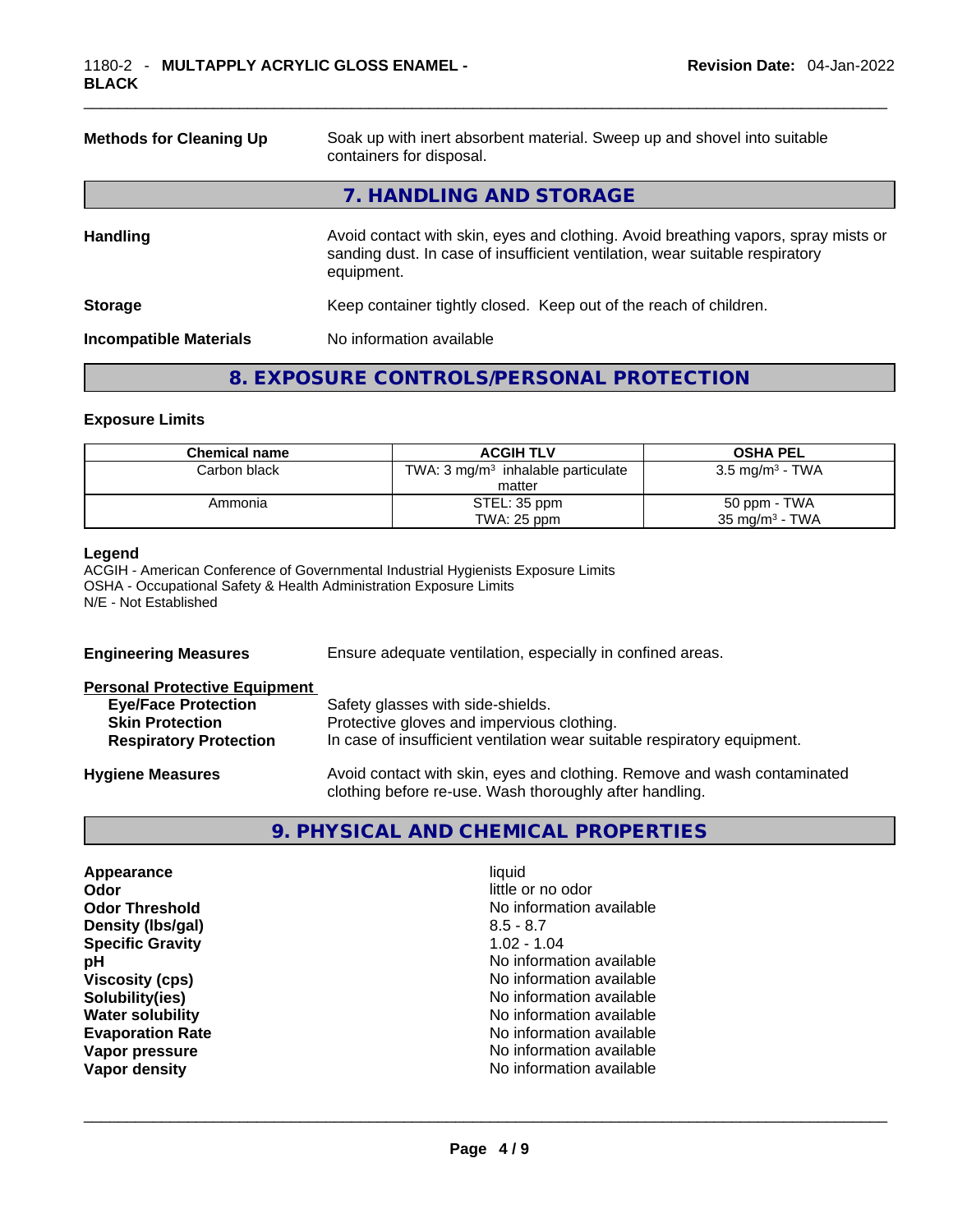**Methods for Cleaning Up** Soak up with inert absorbent material. Sweep up and shovel into suitable containers for disposal.

## 7. HANDLING AND STORAGE

**Handling** Avoid contact with skin, eyes and clothing. Avoid breathing vapors, spray mists or sanding dust. In case of insufficient ventilation, wear suitable respiratory equipment.

**Storage** Keep container tightly closed. Keep out of the reach of children.

**Incompatible Materials** No information available

## 8. EXPOSURE CONTROLS/PERSONAL PROTECTION

### Exposure Limits

| Chemical name | ACGIH TLV | OSHA PEL |
|---|---|---|
| Carbon black | TWA: 3 mg/m³ inhalable particulate matter | 3.5 mg/m³ - TWA |
| Ammonia | STEL: 35 ppm<br>TWA: 25 ppm | 50 ppm - TWA<br>35 mg/m³ - TWA |

**Legend**

ACGIH - American Conference of Governmental Industrial Hygienists Exposure Limits
OSHA - Occupational Safety & Health Administration Exposure Limits
N/E - Not Established

**Engineering Measures** Ensure adequate ventilation, especially in confined areas.

**Personal Protective Equipment**

- **Eye/Face Protection** Safety glasses with side-shields.
- **Skin Protection** Protective gloves and impervious clothing.
- **Respiratory Protection** In case of insufficient ventilation wear suitable respiratory equipment.

**Hygiene Measures** Avoid contact with skin, eyes and clothing. Remove and wash contaminated clothing before re-use. Wash thoroughly after handling.

## 9. PHYSICAL AND CHEMICAL PROPERTIES

| | |
|---|---|
| **Appearance** | liquid |
| **Odor** | little or no odor |
| **Odor Threshold** | No information available |
| **Density (lbs/gal)** | 8.5 - 8.7 |
| **Specific Gravity** | 1.02 - 1.04 |
| **pH** | No information available |
| **Viscosity (cps)** | No information available |
| **Solubility(ies)** | No information available |
| **Water solubility** | No information available |
| **Evaporation Rate** | No information available |
| **Vapor pressure** | No information available |
| **Vapor density** | No information available |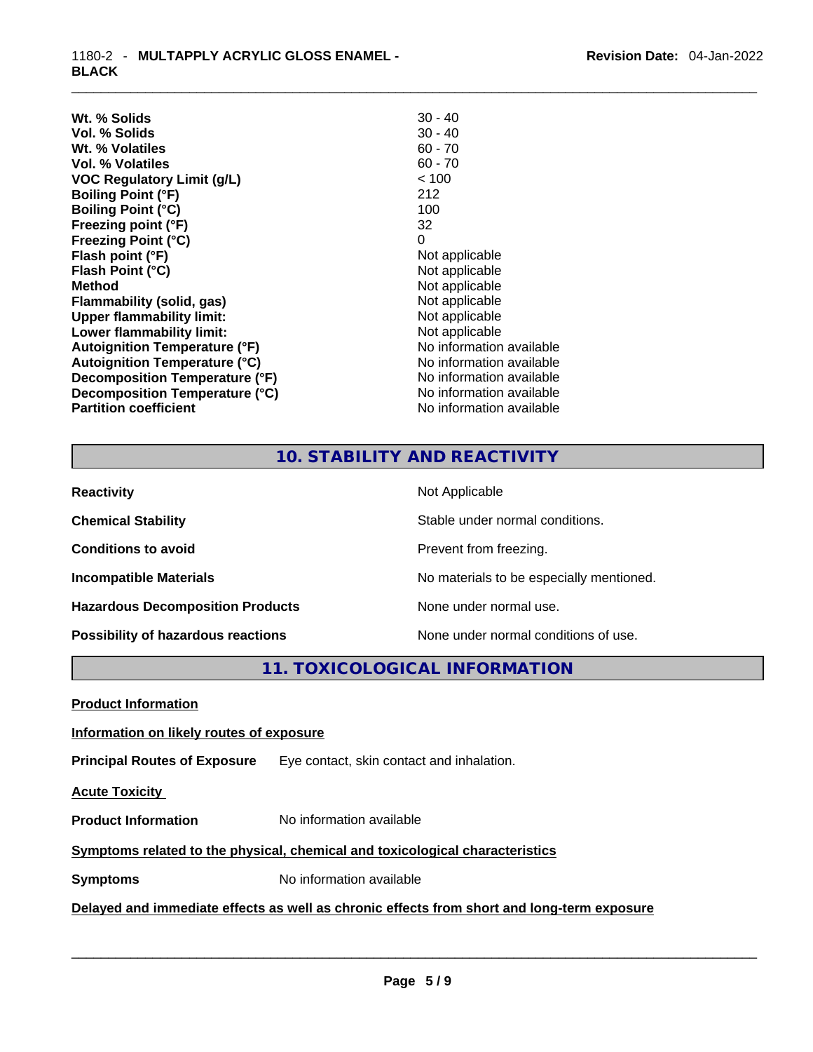| | |
|---|---|
| **Wt. % Solids** | 30 - 40 |
| **Vol. % Solids** | 30 - 40 |
| **Wt. % Volatiles** | 60 - 70 |
| **Vol. % Volatiles** | 60 - 70 |
| **VOC Regulatory Limit (g/L)** | < 100 |
| **Boiling Point (°F)** | 212 |
| **Boiling Point (°C)** | 100 |
| **Freezing point (°F)** | 32 |
| **Freezing Point (°C)** | 0 |
| **Flash point (°F)** | Not applicable |
| **Flash Point (°C)** | Not applicable |
| **Method** | Not applicable |
| **Flammability (solid, gas)** | Not applicable |
| **Upper flammability limit:** | Not applicable |
| **Lower flammability limit:** | Not applicable |
| **Autoignition Temperature (°F)** | No information available |
| **Autoignition Temperature (°C)** | No information available |
| **Decomposition Temperature (°F)** | No information available |
| **Decomposition Temperature (°C)** | No information available |
| **Partition coefficient** | No information available |

## 10. STABILITY AND REACTIVITY

| | |
|---|---|
| **Reactivity** | Not Applicable |
| **Chemical Stability** | Stable under normal conditions. |
| **Conditions to avoid** | Prevent from freezing. |
| **Incompatible Materials** | No materials to be especially mentioned. |
| **Hazardous Decomposition Products** | None under normal use. |
| **Possibility of hazardous reactions** | None under normal conditions of use. |

## 11. TOXICOLOGICAL INFORMATION

**Product Information**

**Information on likely routes of exposure**

**Principal Routes of Exposure** Eye contact, skin contact and inhalation.

**Acute Toxicity**

**Product Information** No information available

**Symptoms related to the physical, chemical and toxicological characteristics**

**Symptoms** No information available

**Delayed and immediate effects as well as chronic effects from short and long-term exposure**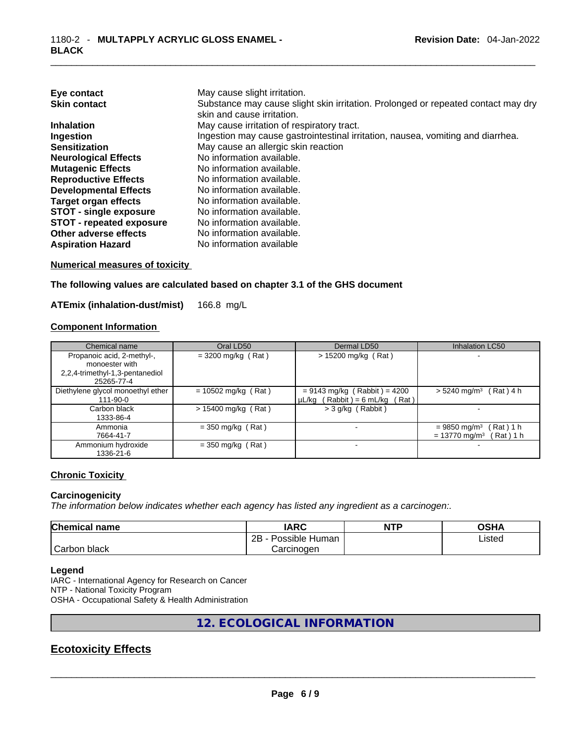| | |
|---|---|
| **Eye contact** | May cause slight irritation. |
| **Skin contact** | Substance may cause slight skin irritation. Prolonged or repeated contact may dry skin and cause irritation. |
| **Inhalation** | May cause irritation of respiratory tract. |
| **Ingestion** | Ingestion may cause gastrointestinal irritation, nausea, vomiting and diarrhea. |
| **Sensitization** | May cause an allergic skin reaction |
| **Neurological Effects** | No information available. |
| **Mutagenic Effects** | No information available. |
| **Reproductive Effects** | No information available. |
| **Developmental Effects** | No information available. |
| **Target organ effects** | No information available. |
| **STOT - single exposure** | No information available. |
| **STOT - repeated exposure** | No information available. |
| **Other adverse effects** | No information available. |
| **Aspiration Hazard** | No information available |

**Numerical measures of toxicity**

**The following values are calculated based on chapter 3.1 of the GHS document**

**ATEmix (inhalation-dust/mist)** 166.8 mg/L

**Component Information**

| Chemical name | Oral LD50 | Dermal LD50 | Inhalation LC50 |
|---|---|---|---|
| Propanoic acid, 2-methyl-, monoester with 2,2,4-trimethyl-1,3-pentanediol 25265-77-4 | = 3200 mg/kg ( Rat ) | > 15200 mg/kg ( Rat ) | - |
| Diethylene glycol monoethyl ether 111-90-0 | = 10502 mg/kg ( Rat ) | = 9143 mg/kg ( Rabbit ) = 4200 µL/kg ( Rabbit ) = 6 mL/kg ( Rat ) | > 5240 mg/m³ ( Rat ) 4 h |
| Carbon black 1333-86-4 | > 15400 mg/kg ( Rat ) | > 3 g/kg ( Rabbit ) | - |
| Ammonia 7664-41-7 | = 350 mg/kg ( Rat ) | - | = 9850 mg/m³ ( Rat ) 1 h = 13770 mg/m³ ( Rat ) 1 h |
| Ammonium hydroxide 1336-21-6 | = 350 mg/kg ( Rat ) | - | - |

**Chronic Toxicity**

**Carcinogenicity**

*The information below indicates whether each agency has listed any ingredient as a carcinogen:.*

| Chemical name | IARC | NTP | OSHA |
|---|---|---|---|
| Carbon black | 2B - Possible Human Carcinogen | | Listed |

**Legend**

IARC - International Agency for Research on Cancer
NTP - National Toxicity Program
OSHA - Occupational Safety & Health Administration

## 12. ECOLOGICAL INFORMATION

## Ecotoxicity Effects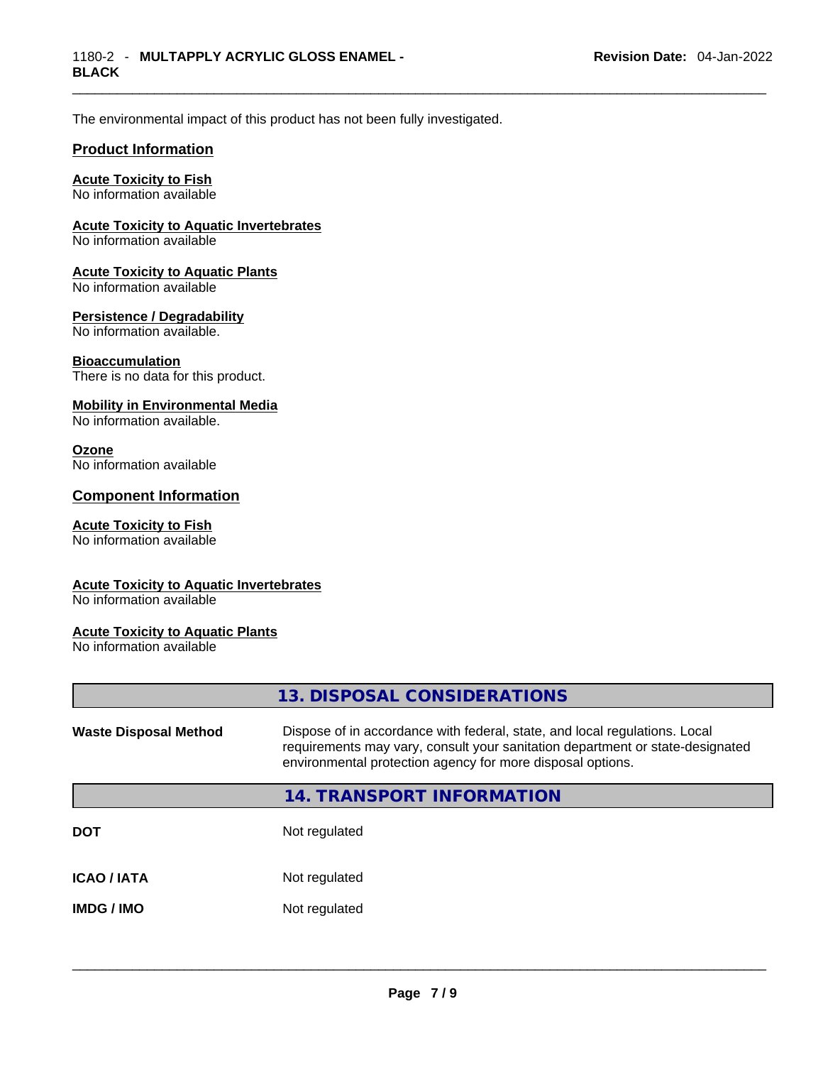The environmental impact of this product has not been fully investigated.

### Product Information

**Acute Toxicity to Fish**
No information available

**Acute Toxicity to Aquatic Invertebrates**
No information available

**Acute Toxicity to Aquatic Plants**
No information available

**Persistence / Degradability**
No information available.

**Bioaccumulation**
There is no data for this product.

**Mobility in Environmental Media**
No information available.

**Ozone**
No information available

### Component Information

**Acute Toxicity to Fish**
No information available

**Acute Toxicity to Aquatic Invertebrates**
No information available

**Acute Toxicity to Aquatic Plants**
No information available

## 13. DISPOSAL CONSIDERATIONS

**Waste Disposal Method** Dispose of in accordance with federal, state, and local regulations. Local requirements may vary, consult your sanitation department or state-designated environmental protection agency for more disposal options.

## 14. TRANSPORT INFORMATION

| | |
|---|---|
| **DOT** | Not regulated |
| **ICAO / IATA** | Not regulated |
| **IMDG / IMO** | Not regulated |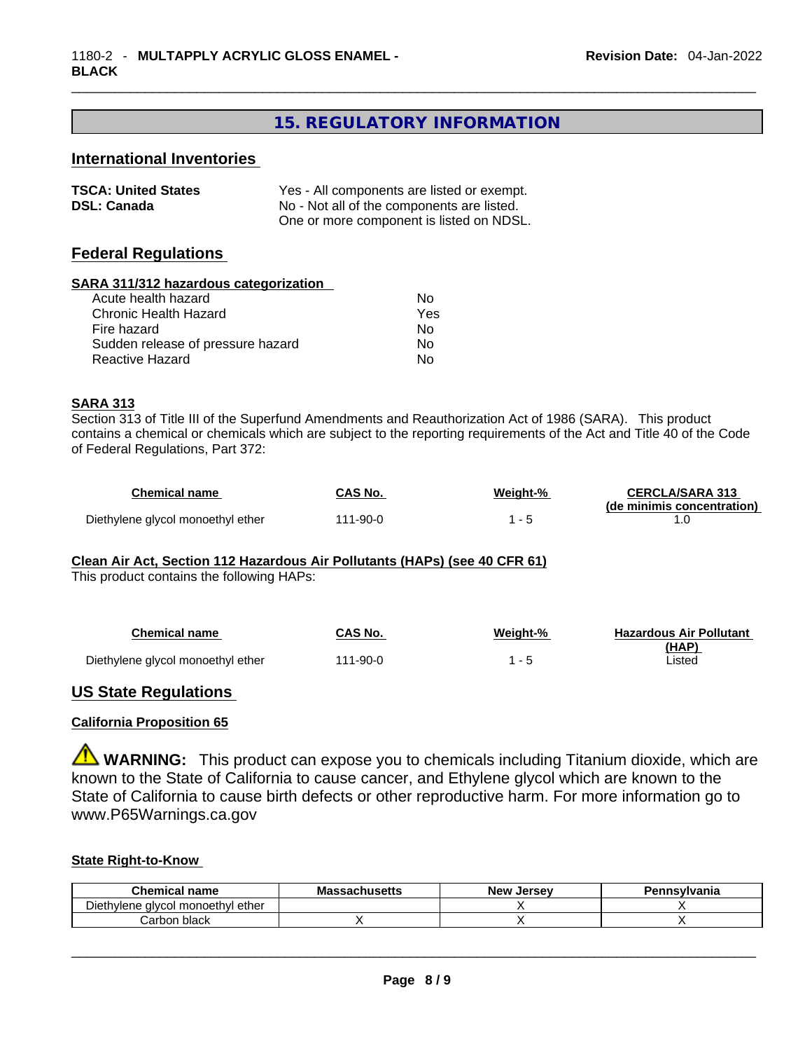## 15. REGULATORY INFORMATION

### International Inventories

| | |
|---|---|
| **TSCA: United States** | Yes - All components are listed or exempt. |
| **DSL: Canada** | No - Not all of the components are listed. One or more component is listed on NDSL. |

### Federal Regulations

**SARA 311/312 hazardous categorization**

| | |
|---|---|
| Acute health hazard | No |
| Chronic Health Hazard | Yes |
| Fire hazard | No |
| Sudden release of pressure hazard | No |
| Reactive Hazard | No |

**SARA 313**

Section 313 of Title III of the Superfund Amendments and Reauthorization Act of 1986 (SARA). This product contains a chemical or chemicals which are subject to the reporting requirements of the Act and Title 40 of the Code of Federal Regulations, Part 372:

| Chemical name | CAS No. | Weight-% | CERCLA/SARA 313 (de minimis concentration) |
|---|---|---|---|
| Diethylene glycol monoethyl ether | 111-90-0 | 1 - 5 | 1.0 |

**Clean Air Act, Section 112 Hazardous Air Pollutants (HAPs) (see 40 CFR 61)**

This product contains the following HAPs:

| Chemical name | CAS No. | Weight-% | Hazardous Air Pollutant (HAP) |
|---|---|---|---|
| Diethylene glycol monoethyl ether | 111-90-0 | 1 - 5 | Listed |

### US State Regulations

**California Proposition 65**

⚠ **WARNING:** This product can expose you to chemicals including Titanium dioxide, which are known to the State of California to cause cancer, and Ethylene glycol which are known to the State of California to cause birth defects or other reproductive harm. For more information go to www.P65Warnings.ca.gov

**State Right-to-Know**

| Chemical name | Massachusetts | New Jersey | Pennsylvania |
|---|---|---|---|
| Diethylene glycol monoethyl ether | | X | X |
| Carbon black | X | X | X |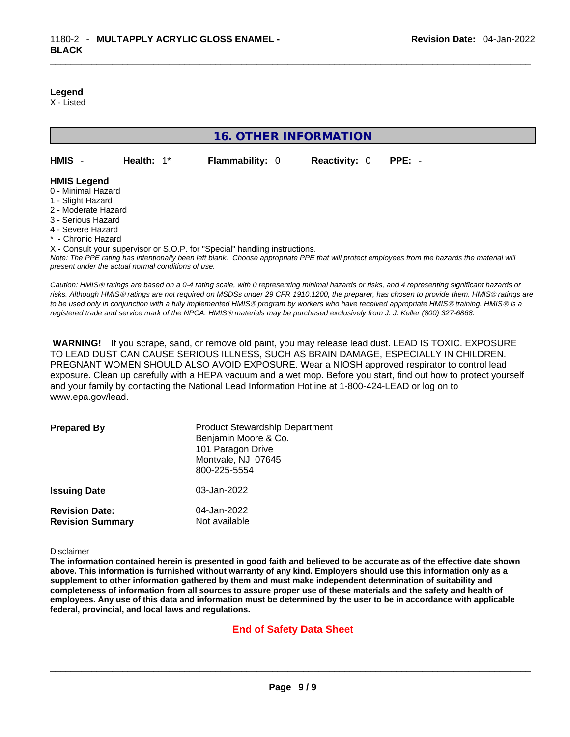**Legend**
X - Listed

## 16. OTHER INFORMATION

| HMIS - | Health: 1* | Flammability: 0 | Reactivity: 0 | PPE: - |
|---|---|---|---|---|

**HMIS Legend**
0 - Minimal Hazard
1 - Slight Hazard
2 - Moderate Hazard
3 - Serious Hazard
4 - Severe Hazard
* - Chronic Hazard
X - Consult your supervisor or S.O.P. for "Special" handling instructions.

*Note: The PPE rating has intentionally been left blank. Choose appropriate PPE that will protect employees from the hazards the material will present under the actual normal conditions of use.*

*Caution: HMIS® ratings are based on a 0-4 rating scale, with 0 representing minimal hazards or risks, and 4 representing significant hazards or risks. Although HMIS® ratings are not required on MSDSs under 29 CFR 1910.1200, the preparer, has chosen to provide them. HMIS® ratings are to be used only in conjunction with a fully implemented HMIS® program by workers who have received appropriate HMIS® training. HMIS® is a registered trade and service mark of the NPCA. HMIS® materials may be purchased exclusively from J. J. Keller (800) 327-6868.*

**WARNING!** If you scrape, sand, or remove old paint, you may release lead dust. LEAD IS TOXIC. EXPOSURE TO LEAD DUST CAN CAUSE SERIOUS ILLNESS, SUCH AS BRAIN DAMAGE, ESPECIALLY IN CHILDREN. PREGNANT WOMEN SHOULD ALSO AVOID EXPOSURE. Wear a NIOSH approved respirator to control lead exposure. Clean up carefully with a HEPA vacuum and a wet mop. Before you start, find out how to protect yourself and your family by contacting the National Lead Information Hotline at 1-800-424-LEAD or log on to www.epa.gov/lead.

| | |
|---|---|
| **Prepared By** | Product Stewardship Department<br>Benjamin Moore & Co.<br>101 Paragon Drive<br>Montvale, NJ 07645<br>800-225-5554 |
| **Issuing Date** | 03-Jan-2022 |
| **Revision Date:** | 04-Jan-2022 |
| **Revision Summary** | Not available |

Disclaimer

**The information contained herein is presented in good faith and believed to be accurate as of the effective date shown above. This information is furnished without warranty of any kind. Employers should use this information only as a supplement to other information gathered by them and must make independent determination of suitability and completeness of information from all sources to assure proper use of these materials and the safety and health of employees. Any use of this data and information must be determined by the user to be in accordance with applicable federal, provincial, and local laws and regulations.**

**End of Safety Data Sheet**